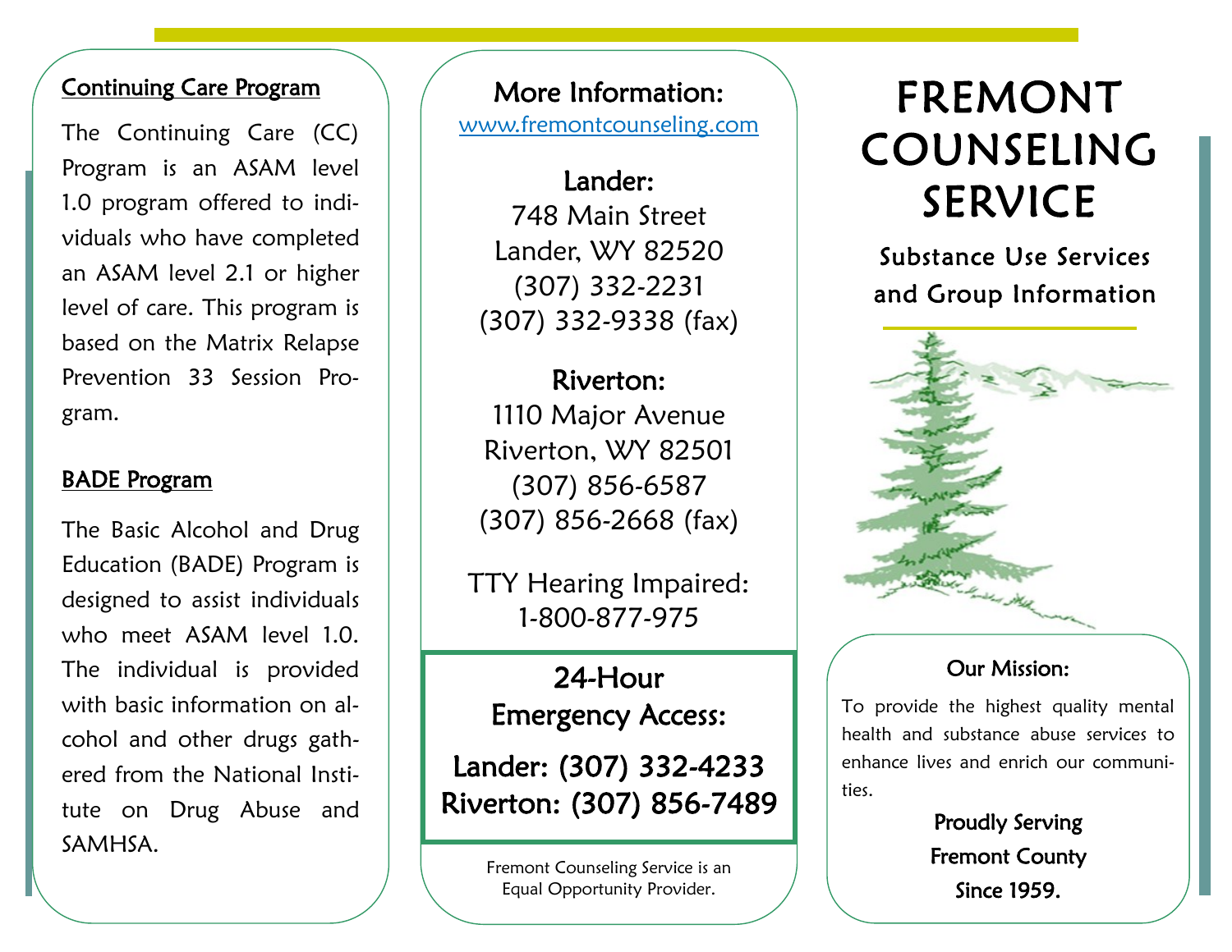## Continuing Care Program

The Continuing Care (CC) Program is an ASAM level 1.0 program offered to individuals who have completed an ASAM level 2.1 or higher level of care. This program is based on the Matrix Relapse Prevention 33 Session Program.

## BADE Program

The Basic Alcohol and Drug Education (BADE) Program is designed to assist individuals who meet ASAM level 1.0. The individual is provided with basic information on alcohol and other drugs gathered from the National Institute on Drug Abuse and SAMHSA.

## More Information:

www.fremontcounseling.com

**Lander:**
748 Main Street
Lander, WY 82520
(307) 332-2231
(307) 332-9338 (fax)

**Riverton:**
1110 Major Avenue
Riverton, WY 82501
(307) 856-6587
(307) 856-2668 (fax)

TTY Hearing Impaired:
1-800-877-975

## 24-Hour Emergency Access:

**Lander: (307) 332-4233**
**Riverton: (307) 856-7489**

Fremont Counseling Service is an Equal Opportunity Provider.

# FREMONT COUNSELING SERVICE

## Substance Use Services and Group Information

### Our Mission:

To provide the highest quality mental health and substance abuse services to enhance lives and enrich our communities.

**Proudly Serving Fremont County Since 1959.**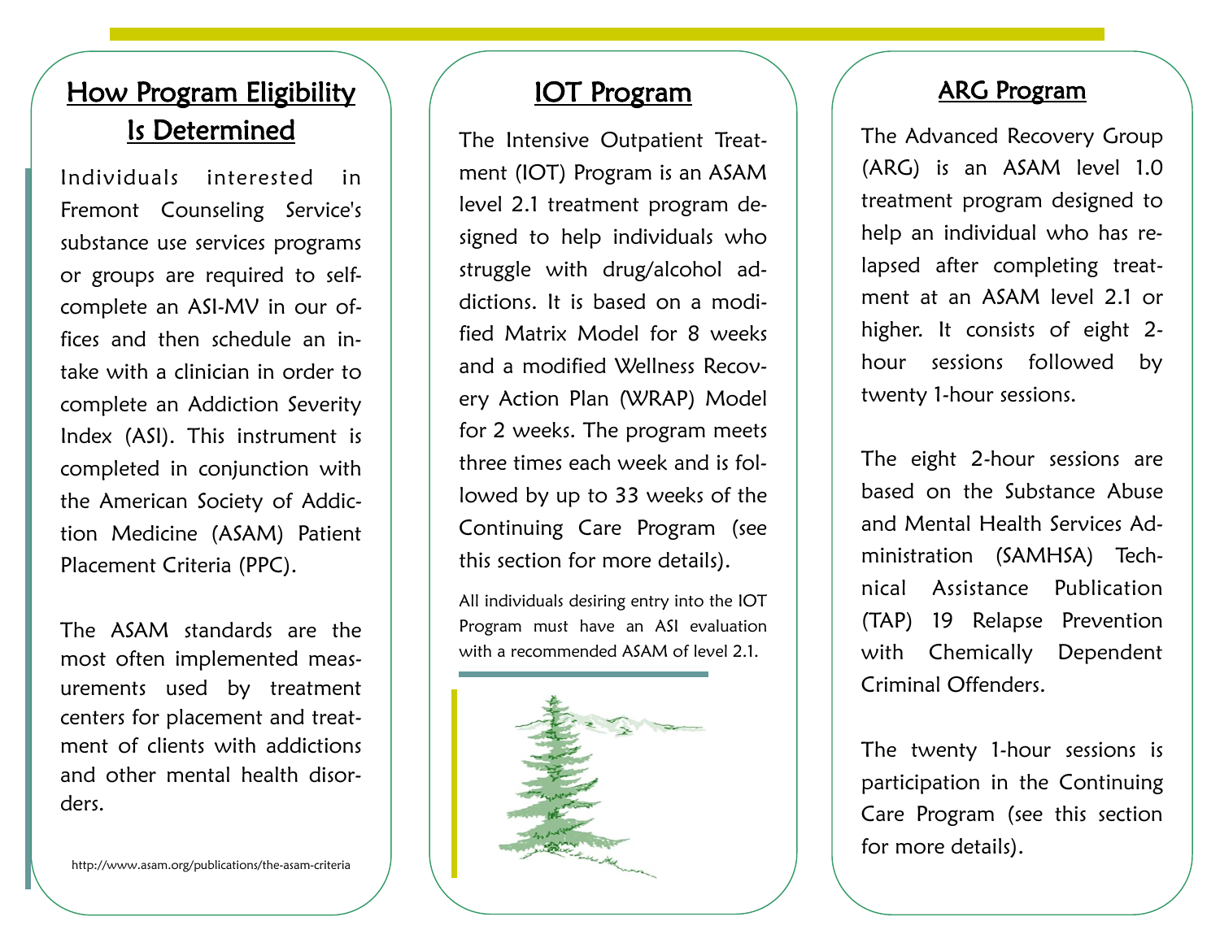## How Program Eligibility Is Determined

Individuals interested in Fremont Counseling Service's substance use services programs or groups are required to self-complete an ASI-MV in our offices and then schedule an intake with a clinician in order to complete an Addiction Severity Index (ASI). This instrument is completed in conjunction with the American Society of Addiction Medicine (ASAM) Patient Placement Criteria (PPC).

The ASAM standards are the most often implemented measurements used by treatment centers for placement and treatment of clients with addictions and other mental health disorders.

http://www.asam.org/publications/the-asam-criteria

## IOT Program

The Intensive Outpatient Treatment (IOT) Program is an ASAM level 2.1 treatment program designed to help individuals who struggle with drug/alcohol addictions. It is based on a modified Matrix Model for 8 weeks and a modified Wellness Recovery Action Plan (WRAP) Model for 2 weeks. The program meets three times each week and is followed by up to 33 weeks of the Continuing Care Program (see this section for more details).

All individuals desiring entry into the IOT Program must have an ASI evaluation with a recommended ASAM of level 2.1.

## ARG Program

The Advanced Recovery Group (ARG) is an ASAM level 1.0 treatment program designed to help an individual who has relapsed after completing treatment at an ASAM level 2.1 or higher. It consists of eight 2-hour sessions followed by twenty 1-hour sessions.

The eight 2-hour sessions are based on the Substance Abuse and Mental Health Services Administration (SAMHSA) Technical Assistance Publication (TAP) 19 Relapse Prevention with Chemically Dependent Criminal Offenders.

The twenty 1-hour sessions is participation in the Continuing Care Program (see this section for more details).